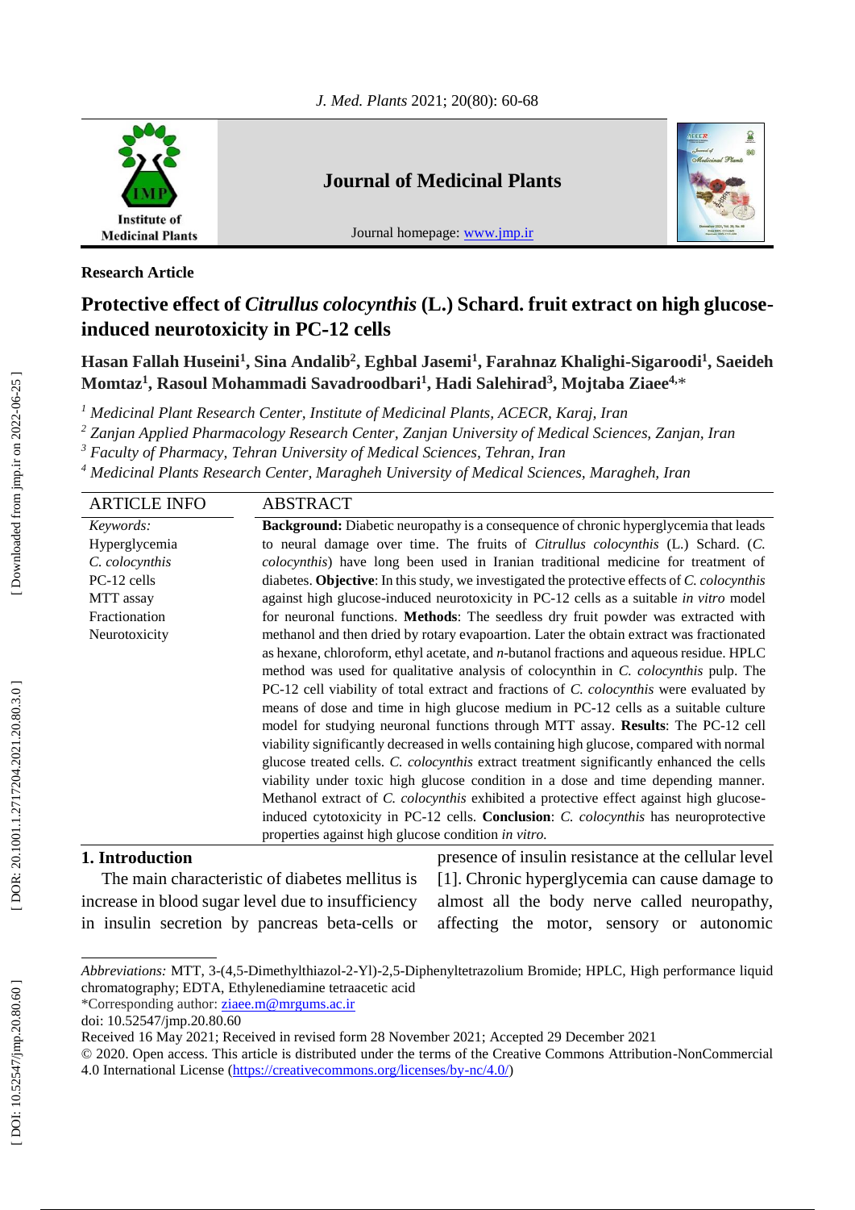Research Article

# Protective effect of *Citrullus colocynthis* (L.) Schard. fruit extract on high glucose-induced neurotoxicity in PC-12 cells

**Hasan Fallah Huseini[1], Sina Andalib[2], Eghbal Jasemi[1], Farahnaz Khalighi-Sigaroodi[1], Saeideh Momtaz[1], Rasoul Mohammadi Savadroodbari[1], Hadi Salehirad[3], Mojtaba Ziaee[4,]\***

[1] *Medicinal Plant Research Center, Institute of Medicinal Plants, ACECR, Karaj, Iran*
[2] *Zanjan Applied Pharmacology Research Center, Zanjan University of Medical Sciences, Zanjan, Iran*
[3] *Faculty of Pharmacy, Tehran University of Medical Sciences, Tehran, Iran*
[4] *Medicinal Plants Research Center, Maragheh University of Medical Sciences, Maragheh, Iran*

## ARTICLE INFO

*Keywords:*
Hyperglycemia
*C. colocynthis*
PC-12 cells
MTT assay
Fractionation
Neurotoxicity

## ABSTRACT

**Background:** Diabetic neuropathy is a consequence of chronic hyperglycemia that leads to neural damage over time. The fruits of *Citrullus colocynthis* (L.) Schard. (*C. colocynthis*) have long been used in Iranian traditional medicine for treatment of diabetes. **Objective**: In this study, we investigated the protective effects of *C. colocynthis* against high glucose-induced neurotoxicity in PC-12 cells as a suitable *in vitro* model for neuronal functions. **Methods**: The seedless dry fruit powder was extracted with methanol and then dried by rotary evapoartion. Later the obtain extract was fractionated as hexane, chloroform, ethyl acetate, and *n*-butanol fractions and aqueous residue. HPLC method was used for qualitative analysis of colocynthin in *C. colocynthis* pulp. The PC-12 cell viability of total extract and fractions of *C. colocynthis* were evaluated by means of dose and time in high glucose medium in PC-12 cells as a suitable culture model for studying neuronal functions through MTT assay. **Results**: The PC-12 cell viability significantly decreased in wells containing high glucose, compared with normal glucose treated cells. *C. colocynthis* extract treatment significantly enhanced the cells viability under toxic high glucose condition in a dose and time depending manner. Methanol extract of *C. colocynthis* exhibited a protective effect against high glucose-induced cytotoxicity in PC-12 cells. **Conclusion**: *C. colocynthis* has neuroprotective properties against high glucose condition *in vitro.*

## 1. Introduction

The main characteristic of diabetes mellitus is increase in blood sugar level due to insufficiency in insulin secretion by pancreas beta-cells or presence of insulin resistance at the cellular level [1]. Chronic hyperglycemia can cause damage to almost all the body nerve called neuropathy, affecting the motor, sensory or autonomic

---

*Abbreviations:* MTT, 3-(4,5-Dimethylthiazol-2-Yl)-2,5-Diphenyltetrazolium Bromide; HPLC, High performance liquid chromatography; EDTA, Ethylenediamine tetraacetic acid
\*Corresponding author: ziaee.m@mrgums.ac.ir
doi: 10.52547/jmp.20.80.60
Received 16 May 2021; Received in revised form 28 November 2021; Accepted 29 December 2021
© 2020. Open access. This article is distributed under the terms of the Creative Commons Attribution-NonCommercial 4.0 International License (https://creativecommons.org/licenses/by-nc/4.0/)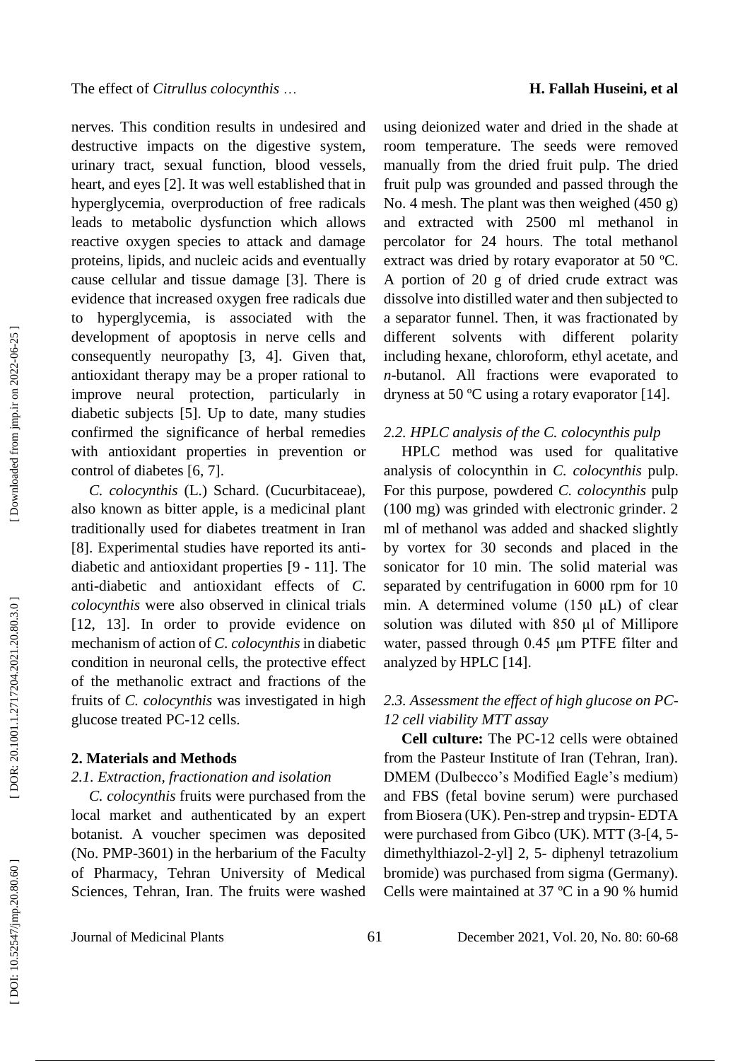nerves. This condition results in undesired and destructive impacts on the digestive system, urinary tract, sexual function, blood vessels, heart, and eyes [2]. It was well established that in hyperglycemia, overproduction of free radicals leads to metabolic dysfunction which allows reactive oxygen species to attack and damage proteins, lipids, and nucleic acids and eventually cause cellular and tissue damage [3]. There is evidence that increased oxygen free radicals due to hyperglycemia, is associated with the development of apoptosis in nerve cells and consequently neuropathy [3, 4]. Given that, antioxidant therapy may be a proper rational to improve neural protection, particularly in diabetic subjects [5]. Up to date, many studies confirmed the significance of herbal remedies with antioxidant properties in prevention or control of diabetes [6, 7].

*C. colocynthis* (L.) Schard. (Cucurbitaceae), also known as bitter apple, is a medicinal plant traditionally used for diabetes treatment in Iran [8]. Experimental studies have reported its anti-diabetic and antioxidant properties [9 - 11]. The anti-diabetic and antioxidant effects of *C. colocynthis* were also observed in clinical trials [12, 13]. In order to provide evidence on mechanism of action of *C. colocynthis* in diabetic condition in neuronal cells, the protective effect of the methanolic extract and fractions of the fruits of *C. colocynthis* was investigated in high glucose treated PC-12 cells.

## 2. Materials and Methods

### *2.1. Extraction, fractionation and isolation*

*C. colocynthis* fruits were purchased from the local market and authenticated by an expert botanist. A voucher specimen was deposited (No. PMP-3601) in the herbarium of the Faculty of Pharmacy, Tehran University of Medical Sciences, Tehran, Iran. The fruits were washed using deionized water and dried in the shade at room temperature. The seeds were removed manually from the dried fruit pulp. The dried fruit pulp was grounded and passed through the No. 4 mesh. The plant was then weighed (450 g) and extracted with 2500 ml methanol in percolator for 24 hours. The total methanol extract was dried by rotary evaporator at 50 ºC. A portion of 20 g of dried crude extract was dissolve into distilled water and then subjected to a separator funnel. Then, it was fractionated by different solvents with different polarity including hexane, chloroform, ethyl acetate, and *n*-butanol. All fractions were evaporated to dryness at 50 ºC using a rotary evaporator [14].

### *2.2. HPLC analysis of the C. colocynthis pulp*

HPLC method was used for qualitative analysis of colocynthin in *C. colocynthis* pulp. For this purpose, powdered *C. colocynthis* pulp (100 mg) was grinded with electronic grinder. 2 ml of methanol was added and shacked slightly by vortex for 30 seconds and placed in the sonicator for 10 min. The solid material was separated by centrifugation in 6000 rpm for 10 min. A determined volume (150 μL) of clear solution was diluted with 850 μl of Millipore water, passed through 0.45 μm PTFE filter and analyzed by HPLC [14].

### *2.3. Assessment the effect of high glucose on PC-12 cell viability MTT assay*

**Cell culture:** The PC-12 cells were obtained from the Pasteur Institute of Iran (Tehran, Iran). DMEM (Dulbecco's Modified Eagle's medium) and FBS (fetal bovine serum) were purchased from Biosera (UK). Pen-strep and trypsin- EDTA were purchased from Gibco (UK). MTT (3-[4, 5-dimethylthiazol-2-yl] 2, 5- diphenyl tetrazolium bromide) was purchased from sigma (Germany). Cells were maintained at 37 ºC in a 90 % humid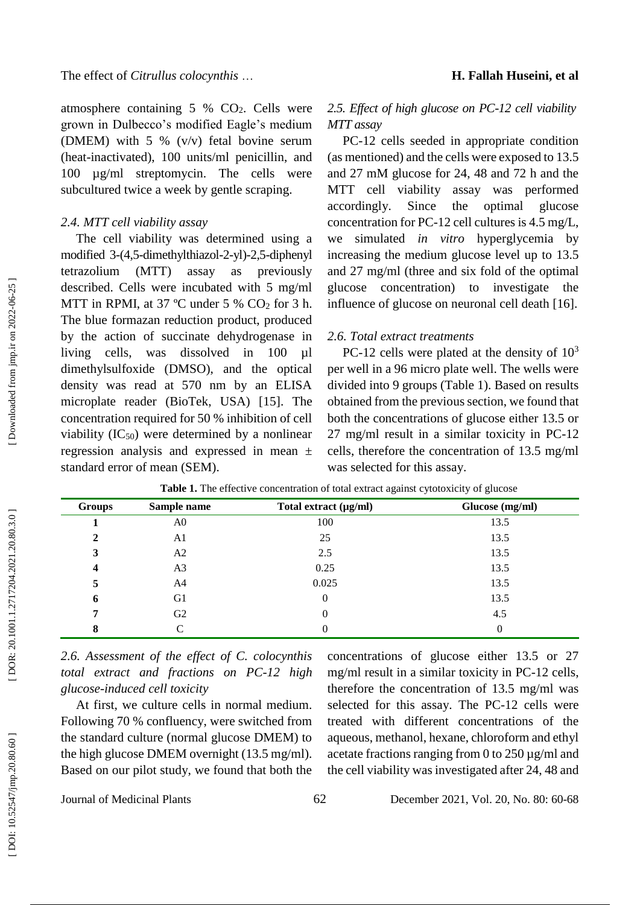atmosphere containing 5 % $CO_2$. Cells were grown in Dulbecco's modified Eagle's medium (DMEM) with 5 % (v/v) fetal bovine serum (heat-inactivated), 100 units/ml penicillin, and 100 µg/ml streptomycin. The cells were subcultured twice a week by gentle scraping.

### *2.4. MTT cell viability assay*

The cell viability was determined using a modified 3-(4,5-dimethylthiazol-2-yl)-2,5-diphenyl tetrazolium (MTT) assay as previously described. Cells were incubated with 5 mg/ml MTT in RPMI, at 37 ºC under 5 % $CO_2$ for 3 h. The blue formazan reduction product, produced by the action of succinate dehydrogenase in living cells, was dissolved in 100 µl dimethylsulfoxide (DMSO), and the optical density was read at 570 nm by an ELISA microplate reader (BioTek, USA) [15]. The concentration required for 50 % inhibition of cell viability ($IC_{50}$) were determined by a nonlinear regression analysis and expressed in mean ± standard error of mean (SEM).

### *2.5. Effect of high glucose on PC-12 cell viability MTT assay*

PC-12 cells seeded in appropriate condition (as mentioned) and the cells were exposed to 13.5 and 27 mM glucose for 24, 48 and 72 h and the MTT cell viability assay was performed accordingly. Since the optimal glucose concentration for PC-12 cell cultures is 4.5 mg/L, we simulated *in vitro* hyperglycemia by increasing the medium glucose level up to 13.5 and 27 mg/ml (three and six fold of the optimal glucose concentration) to investigate the influence of glucose on neuronal cell death [16].

### *2.6. Total extract treatments*

PC-12 cells were plated at the density of $10^3$ per well in a 96 micro plate well. The wells were divided into 9 groups (Table 1). Based on results obtained from the previous section, we found that both the concentrations of glucose either 13.5 or 27 mg/ml result in a similar toxicity in PC-12 cells, therefore the concentration of 13.5 mg/ml was selected for this assay.

**Table 1.** The effective concentration of total extract against cytotoxicity of glucose

| Groups | Sample name | Total extract (µg/ml) | Glucose (mg/ml) |
|---|---|---|---|
| 1 | A0 | 100 | 13.5 |
| 2 | A1 | 25 | 13.5 |
| 3 | A2 | 2.5 | 13.5 |
| 4 | A3 | 0.25 | 13.5 |
| 5 | A4 | 0.025 | 13.5 |
| 6 | G1 | 0 | 13.5 |
| 7 | G2 | 0 | 4.5 |
| 8 | C | 0 | 0 |

### *2.6. Assessment of the effect of C. colocynthis total extract and fractions on PC-12 high glucose-induced cell toxicity*

At first, we culture cells in normal medium. Following 70 % confluency, were switched from the standard culture (normal glucose DMEM) to the high glucose DMEM overnight (13.5 mg/ml). Based on our pilot study, we found that both the concentrations of glucose either 13.5 or 27 mg/ml result in a similar toxicity in PC-12 cells, therefore the concentration of 13.5 mg/ml was selected for this assay. The PC-12 cells were treated with different concentrations of the aqueous, methanol, hexane, chloroform and ethyl acetate fractions ranging from 0 to 250 µg/ml and the cell viability was investigated after 24, 48 and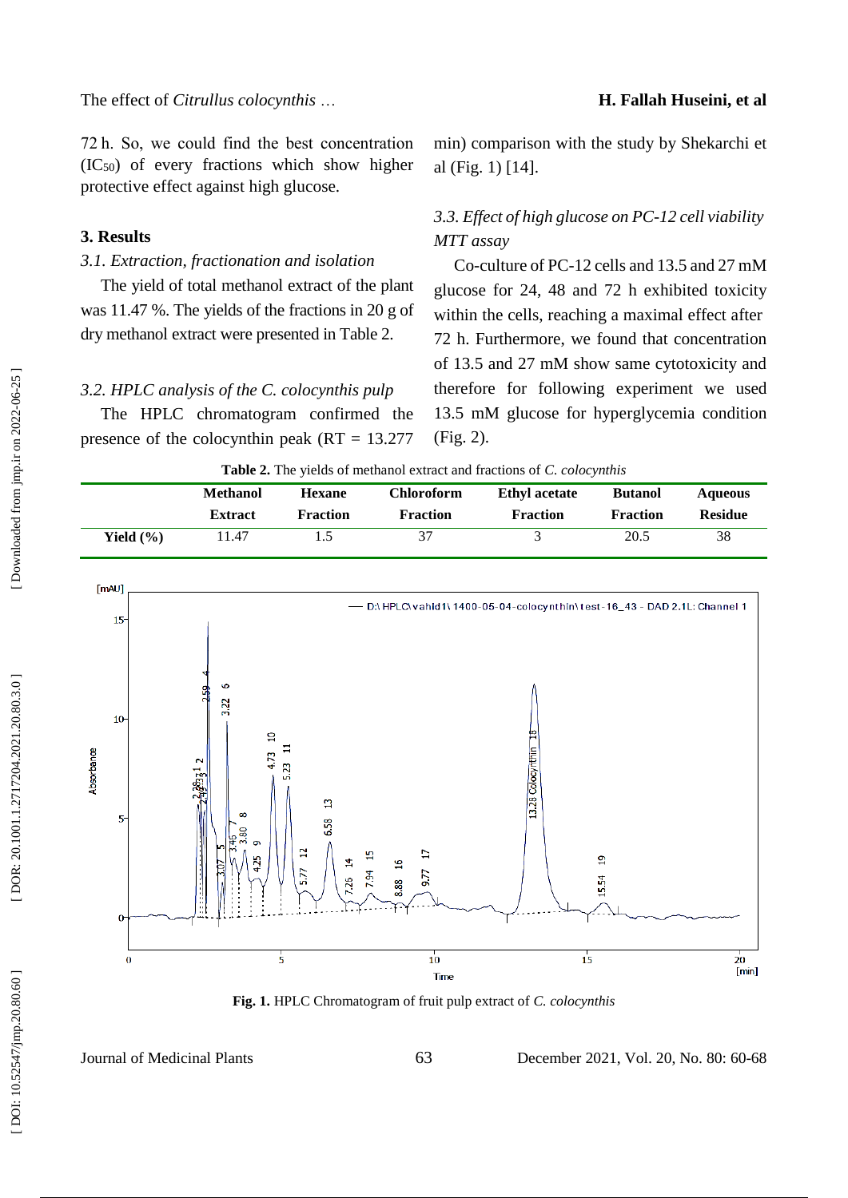72 h. So, we could find the best concentration ($IC_{50}$) of every fractions which show higher protective effect against high glucose.

## 3. Results

### *3.1. Extraction, fractionation and isolation*

The yield of total methanol extract of the plant was 11.47 %. The yields of the fractions in 20 g of dry methanol extract were presented in Table 2.

### *3.2. HPLC analysis of the C. colocynthis pulp*

The HPLC chromatogram confirmed the presence of the colocynthin peak (RT = 13.277 min) comparison with the study by Shekarchi et al (Fig. 1) [14].

### *3.3. Effect of high glucose on PC-12 cell viability MTT assay*

Co-culture of PC-12 cells and 13.5 and 27 mM glucose for 24, 48 and 72 h exhibited toxicity within the cells, reaching a maximal effect after 72 h. Furthermore, we found that concentration of 13.5 and 27 mM show same cytotoxicity and therefore for following experiment we used 13.5 mM glucose for hyperglycemia condition (Fig. 2).

**Table 2.** The yields of methanol extract and fractions of *C. colocynthis*

| | Methanol Extract | Hexane Fraction | Chloroform Fraction | Ethyl acetate Fraction | Butanol Fraction | Aqueous Residue |
|---|---|---|---|---|---|---|
| **Yield (%)** | 11.47 | 1.5 | 37 | 3 | 20.5 | 38 |

**Fig. 1.** HPLC Chromatogram of fruit pulp extract of *C. colocynthis*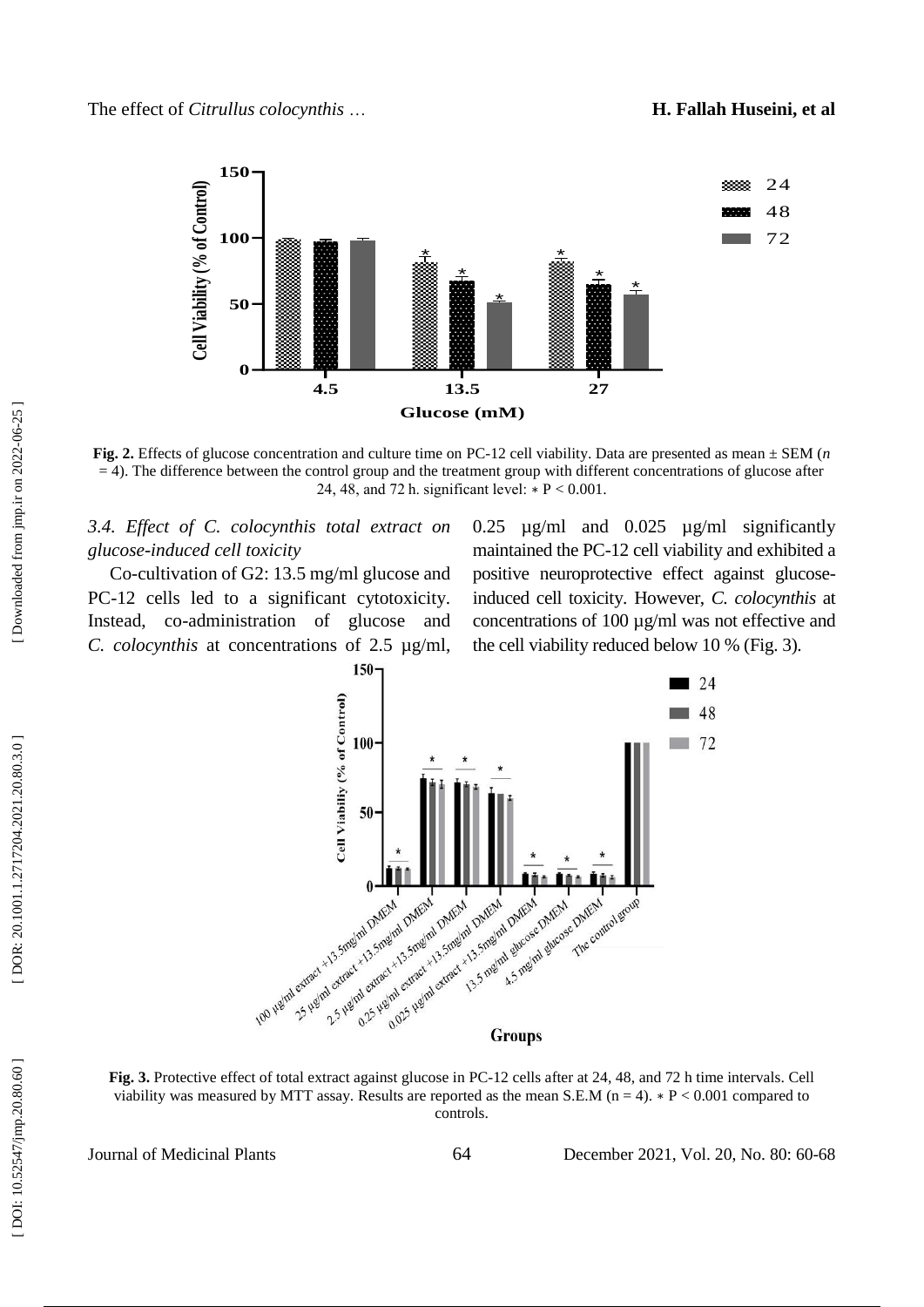**Fig. 2.** Effects of glucose concentration and culture time on PC-12 cell viability. Data are presented as mean ± SEM (*n* = 4). The difference between the control group and the treatment group with different concentrations of glucose after 24, 48, and 72 h. significant level: ∗ P < 0.001.

### *3.4. Effect of C. colocynthis total extract on glucose-induced cell toxicity*

Co-cultivation of G2: 13.5 mg/ml glucose and PC-12 cells led to a significant cytotoxicity. Instead, co-administration of glucose and *C. colocynthis* at concentrations of 2.5 µg/ml, 0.25 µg/ml and 0.025 µg/ml significantly maintained the PC-12 cell viability and exhibited a positive neuroprotective effect against glucose-induced cell toxicity. However, *C. colocynthis* at concentrations of 100 µg/ml was not effective and the cell viability reduced below 10 % (Fig. 3).

**Fig. 3.** Protective effect of total extract against glucose in PC-12 cells after at 24, 48, and 72 h time intervals. Cell viability was measured by MTT assay. Results are reported as the mean S.E.M (n = 4). ∗ P < 0.001 compared to controls.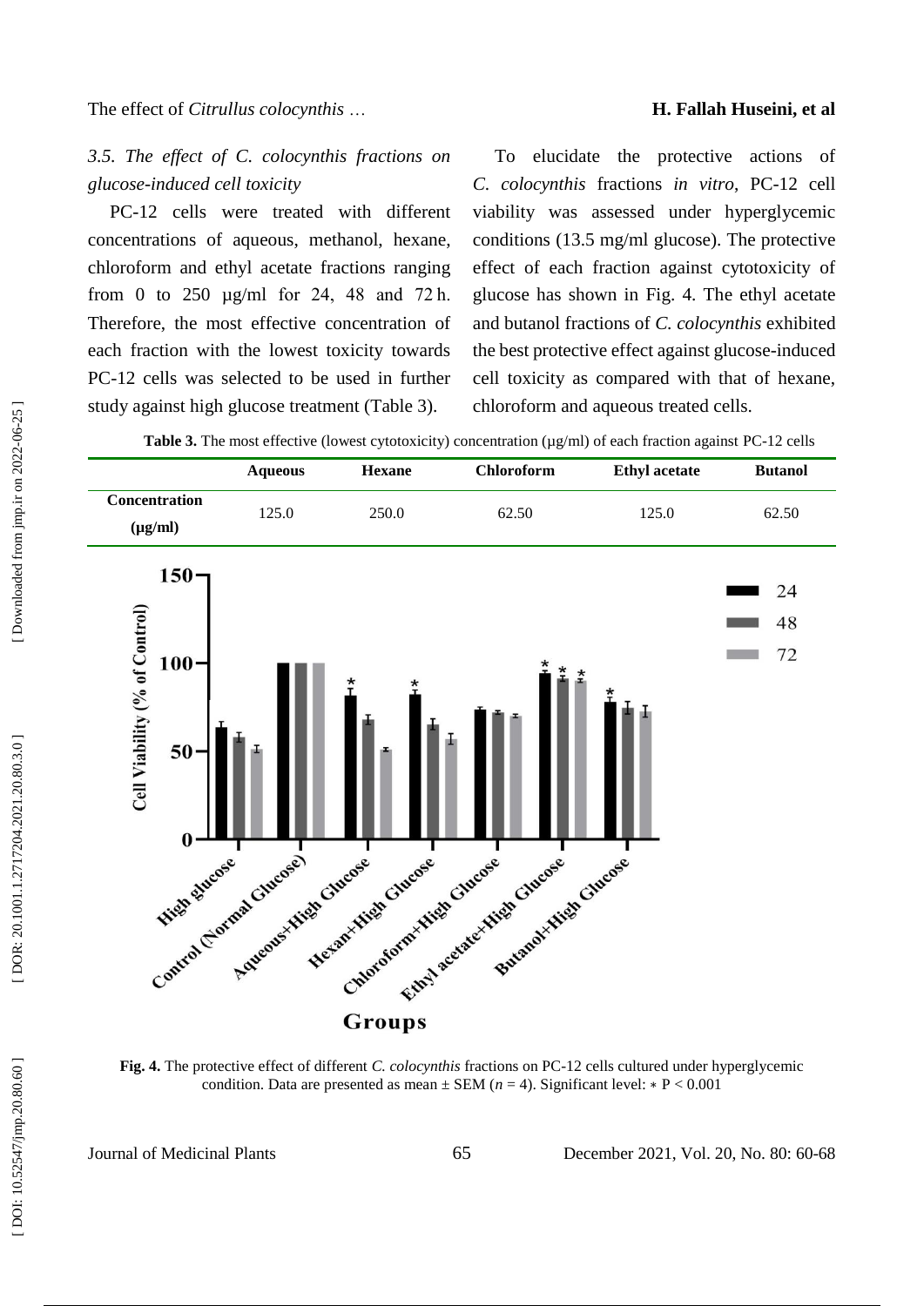### *3.5. The effect of C. colocynthis fractions on glucose-induced cell toxicity*

PC-12 cells were treated with different concentrations of aqueous, methanol, hexane, chloroform and ethyl acetate fractions ranging from 0 to 250 µg/ml for 24, 48 and 72 h. Therefore, the most effective concentration of each fraction with the lowest toxicity towards PC-12 cells was selected to be used in further study against high glucose treatment (Table 3).

To elucidate the protective actions of *C. colocynthis* fractions *in vitro*, PC-12 cell viability was assessed under hyperglycemic conditions (13.5 mg/ml glucose). The protective effect of each fraction against cytotoxicity of glucose has shown in Fig. 4. The ethyl acetate and butanol fractions of *C. colocynthis* exhibited the best protective effect against glucose-induced cell toxicity as compared with that of hexane, chloroform and aqueous treated cells.

**Table 3.** The most effective (lowest cytotoxicity) concentration (µg/ml) of each fraction against PC-12 cells

| | Aqueous | Hexane | Chloroform | Ethyl acetate | Butanol |
|---|---|---|---|---|---|
| **Concentration (µg/ml)** | 125.0 | 250.0 | 62.50 | 125.0 | 62.50 |

**Fig. 4.** The protective effect of different *C. colocynthis* fractions on PC-12 cells cultured under hyperglycemic condition. Data are presented as mean ± SEM ($n = 4$). Significant level: * $P < 0.001$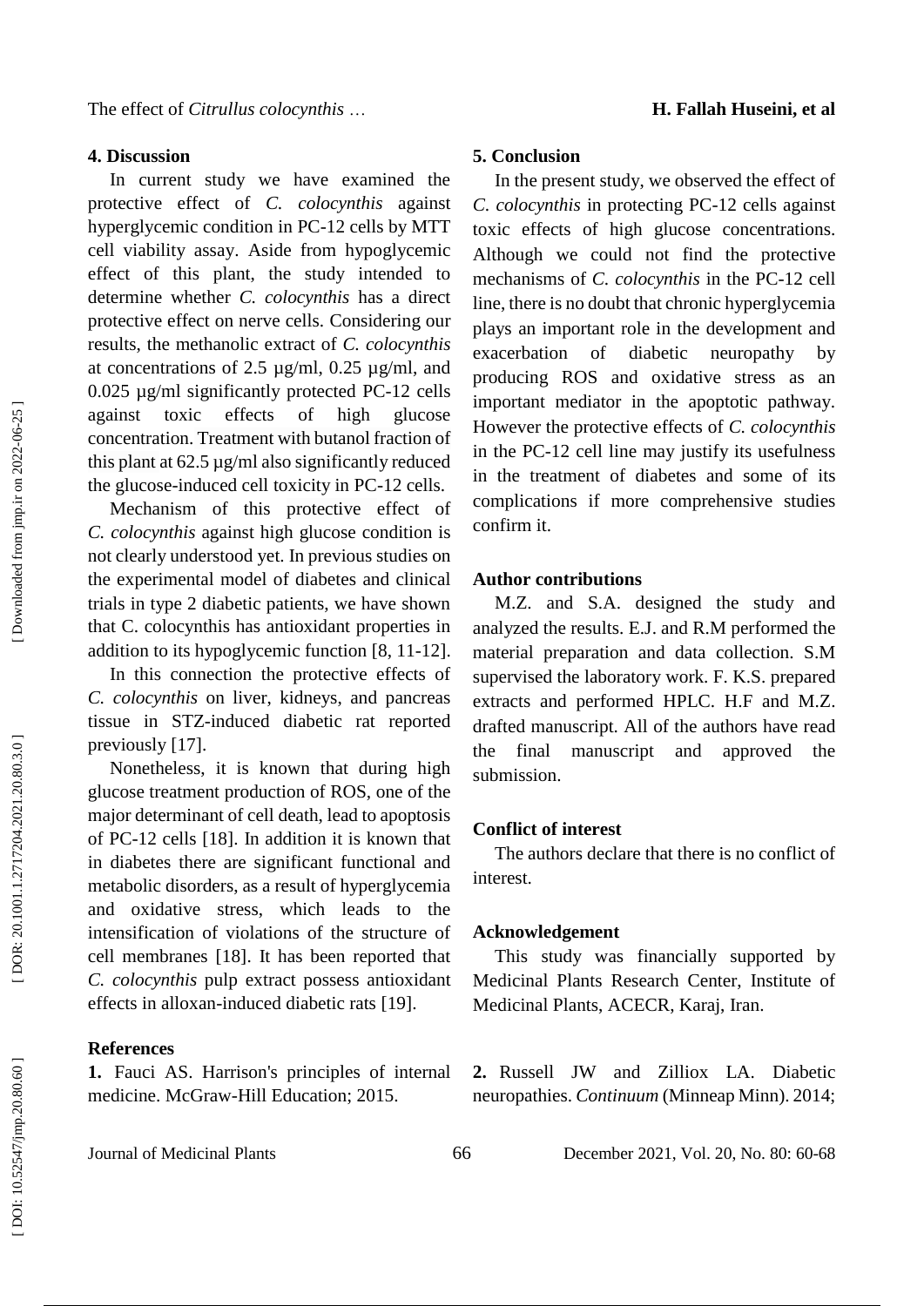## 4. Discussion

In current study we have examined the protective effect of *C. colocynthis* against hyperglycemic condition in PC-12 cells by MTT cell viability assay. Aside from hypoglycemic effect of this plant, the study intended to determine whether *C. colocynthis* has a direct protective effect on nerve cells. Considering our results, the methanolic extract of *C. colocynthis* at concentrations of 2.5 µg/ml, 0.25 µg/ml, and 0.025 µg/ml significantly protected PC-12 cells against toxic effects of high glucose concentration. Treatment with butanol fraction of this plant at 62.5 µg/ml also significantly reduced the glucose-induced cell toxicity in PC-12 cells.

Mechanism of this protective effect of *C. colocynthis* against high glucose condition is not clearly understood yet. In previous studies on the experimental model of diabetes and clinical trials in type 2 diabetic patients, we have shown that C. colocynthis has antioxidant properties in addition to its hypoglycemic function [8, 11-12].

In this connection the protective effects of *C. colocynthis* on liver, kidneys, and pancreas tissue in STZ-induced diabetic rat reported previously [17].

Nonetheless, it is known that during high glucose treatment production of ROS, one of the major determinant of cell death, lead to apoptosis of PC-12 cells [18]. In addition it is known that in diabetes there are significant functional and metabolic disorders, as a result of hyperglycemia and oxidative stress, which leads to the intensification of violations of the structure of cell membranes [18]. It has been reported that *C. colocynthis* pulp extract possess antioxidant effects in alloxan-induced diabetic rats [19].

## 5. Conclusion

In the present study, we observed the effect of *C. colocynthis* in protecting PC-12 cells against toxic effects of high glucose concentrations. Although we could not find the protective mechanisms of *C. colocynthis* in the PC-12 cell line, there is no doubt that chronic hyperglycemia plays an important role in the development and exacerbation of diabetic neuropathy by producing ROS and oxidative stress as an important mediator in the apoptotic pathway. However the protective effects of *C. colocynthis* in the PC-12 cell line may justify its usefulness in the treatment of diabetes and some of its complications if more comprehensive studies confirm it.

## Author contributions

M.Z. and S.A. designed the study and analyzed the results. E.J. and R.M performed the material preparation and data collection. S.M supervised the laboratory work. F. K.S. prepared extracts and performed HPLC. H.F and M.Z. drafted manuscript. All of the authors have read the final manuscript and approved the submission.

## Conflict of interest

The authors declare that there is no conflict of interest.

## Acknowledgement

This study was financially supported by Medicinal Plants Research Center, Institute of Medicinal Plants, ACECR, Karaj, Iran.

## References

**1.** Fauci AS. Harrison's principles of internal medicine. McGraw-Hill Education; 2015.

**2.** Russell JW and Zilliox LA. Diabetic neuropathies. *Continuum* (Minneap Minn). 2014;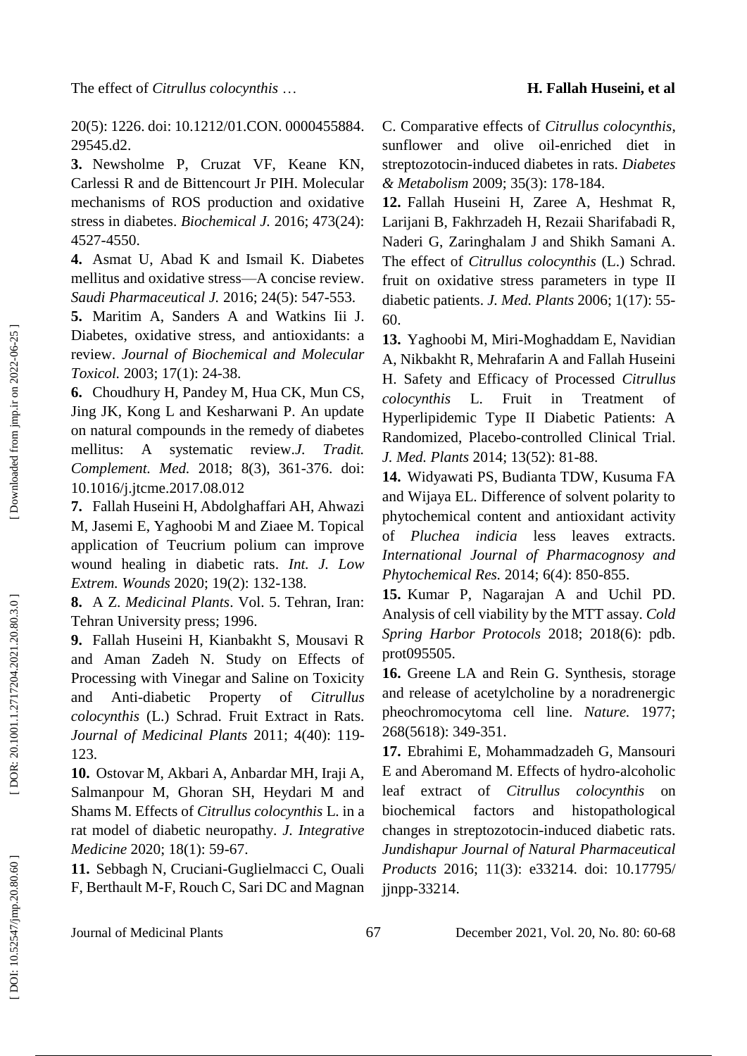20(5): 1226. doi: 10.1212/01.CON. 0000455884. 29545.d2.

**3.** Newsholme P, Cruzat VF, Keane KN, Carlessi R and de Bittencourt Jr PIH. Molecular mechanisms of ROS production and oxidative stress in diabetes. *Biochemical J.* 2016; 473(24): 4527-4550.

**4.** Asmat U, Abad K and Ismail K. Diabetes mellitus and oxidative stress—A concise review. *Saudi Pharmaceutical J.* 2016; 24(5): 547-553.

**5.** Maritim A, Sanders A and Watkins Iii J. Diabetes, oxidative stress, and antioxidants: a review. *Journal of Biochemical and Molecular Toxicol.* 2003; 17(1): 24-38.

**6.** Choudhury H, Pandey M, Hua CK, Mun CS, Jing JK, Kong L and Kesharwani P. An update on natural compounds in the remedy of diabetes mellitus: A systematic review.*J. Tradit. Complement. Med.* 2018; 8(3), 361-376. doi: 10.1016/j.jtcme.2017.08.012

**7.** Fallah Huseini H, Abdolghaffari AH, Ahwazi M, Jasemi E, Yaghoobi M and Ziaee M. Topical application of Teucrium polium can improve wound healing in diabetic rats. *Int. J. Low Extrem. Wounds* 2020; 19(2): 132-138.

**8.** A Z. *Medicinal Plants*. Vol. 5. Tehran, Iran: Tehran University press; 1996.

**9.** Fallah Huseini H, Kianbakht S, Mousavi R and Aman Zadeh N. Study on Effects of Processing with Vinegar and Saline on Toxicity and Anti-diabetic Property of *Citrullus colocynthis* (L.) Schrad. Fruit Extract in Rats. *Journal of Medicinal Plants* 2011; 4(40): 119-123.

**10.** Ostovar M, Akbari A, Anbardar MH, Iraji A, Salmanpour M, Ghoran SH, Heydari M and Shams M. Effects of *Citrullus colocynthis* L. in a rat model of diabetic neuropathy. *J. Integrative Medicine* 2020; 18(1): 59-67.

**11.** Sebbagh N, Cruciani-Guglielmacci C, Ouali F, Berthault M-F, Rouch C, Sari DC and Magnan C. Comparative effects of *Citrullus colocynthis*, sunflower and olive oil-enriched diet in streptozotocin-induced diabetes in rats. *Diabetes & Metabolism* 2009; 35(3): 178-184.

**12.** Fallah Huseini H, Zaree A, Heshmat R, Larijani B, Fakhrzadeh H, Rezaii Sharifabadi R, Naderi G, Zaringhalam J and Shikh Samani A. The effect of *Citrullus colocynthis* (L.) Schrad. fruit on oxidative stress parameters in type II diabetic patients. *J. Med. Plants* 2006; 1(17): 55-60.

**13.** Yaghoobi M, Miri-Moghaddam E, Navidian A, Nikbakht R, Mehrafarin A and Fallah Huseini H. Safety and Efficacy of Processed *Citrullus colocynthis* L. Fruit in Treatment of Hyperlipidemic Type II Diabetic Patients: A Randomized, Placebo-controlled Clinical Trial. *J. Med. Plants* 2014; 13(52): 81-88.

**14.** Widyawati PS, Budianta TDW, Kusuma FA and Wijaya EL. Difference of solvent polarity to phytochemical content and antioxidant activity of *Pluchea indicia* less leaves extracts. *International Journal of Pharmacognosy and Phytochemical Res.* 2014; 6(4): 850-855.

**15.** Kumar P, Nagarajan A and Uchil PD. Analysis of cell viability by the MTT assay. *Cold Spring Harbor Protocols* 2018; 2018(6): pdb. prot095505.

**16.** Greene LA and Rein G. Synthesis, storage and release of acetylcholine by a noradrenergic pheochromocytoma cell line. *Nature.* 1977; 268(5618): 349-351.

**17.** Ebrahimi E, Mohammadzadeh G, Mansouri E and Aberomand M. Effects of hydro-alcoholic leaf extract of *Citrullus colocynthis* on biochemical factors and histopathological changes in streptozotocin-induced diabetic rats. *Jundishapur Journal of Natural Pharmaceutical Products* 2016; 11(3): e33214. doi: 10.17795/ jjnpp-33214.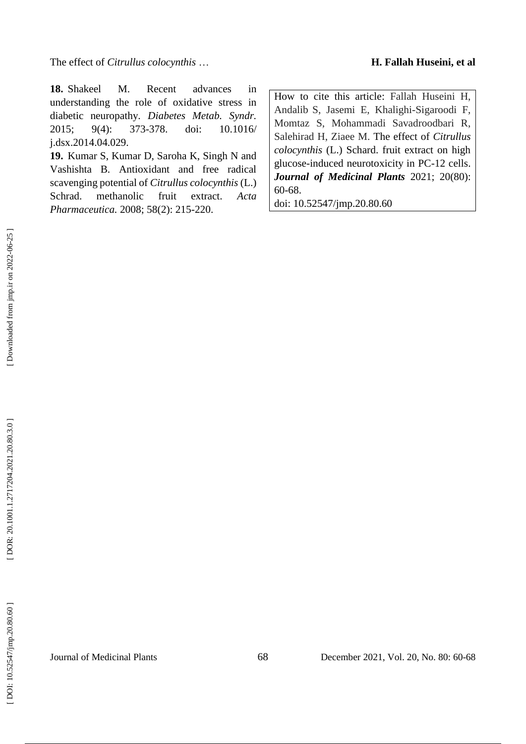**18.** Shakeel M. Recent advances in understanding the role of oxidative stress in diabetic neuropathy. *Diabetes Metab. Syndr.* 2015; 9(4): 373-378. doi: 10.1016/ j.dsx.2014.04.029.

**19.** Kumar S, Kumar D, Saroha K, Singh N and Vashishta B. Antioxidant and free radical scavenging potential of *Citrullus colocynthis* (L.) Schrad. methanolic fruit extract. *Acta Pharmaceutica.* 2008; 58(2): 215-220.

How to cite this article: Fallah Huseini H, Andalib S, Jasemi E, Khalighi-Sigaroodi F, Momtaz S, Mohammadi Savadroodbari R, Salehirad H, Ziaee M. The effect of *Citrullus colocynthis* (L.) Schard. fruit extract on high glucose-induced neurotoxicity in PC-12 cells. ***Journal of Medicinal Plants*** 2021; 20(80): 60-68.
doi: 10.52547/jmp.20.80.60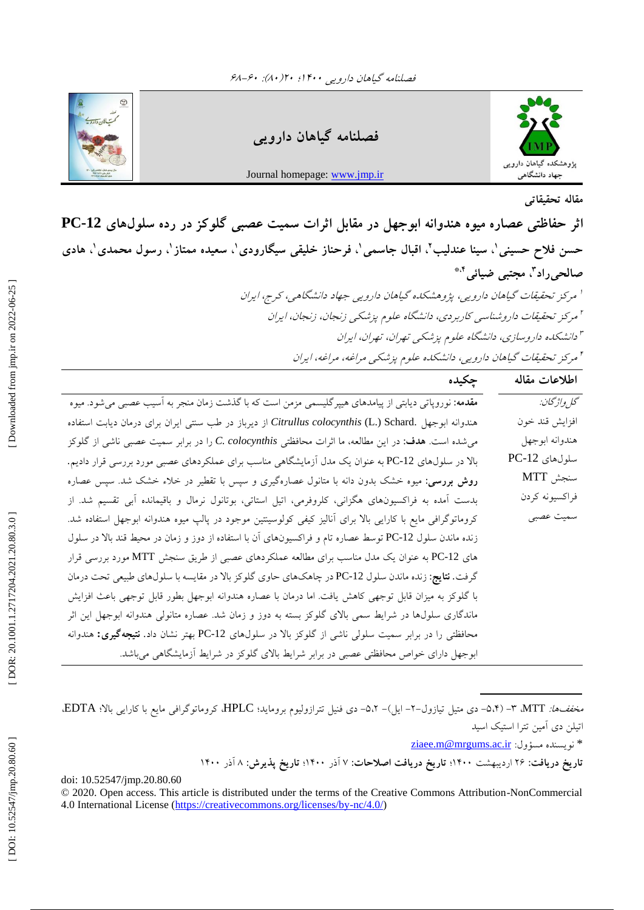مقاله تحقیقاتی

# اثر حفاظتی عصاره میوه هندوانه ابوجهل در مقابل اثرات سمیت عصبی گلوکز در رده سلول‌های PC-12

حسن فلاح حسینی[1]، سینا عندلیب[2]، اقبال جاسمی[1]، فرحناز خلیقی سیگارودی[1]، سعیده ممتاز[1]، رسول محمدی[1]، هادی صالحی‌راد[3]، مجتبی ضیائی[4،*]

[1] مرکز تحقیقات گیاهان دارویی، پژوهشکده گیاهان دارویی جهاد دانشگاهی، کرج، ایران

[2] مرکز تحقیقات داروشناسی کاربردی، دانشگاه علوم پزشکی زنجان، زنجان، ایران

[3] دانشکده داروسازی، دانشگاه علوم پزشکی تهران، تهران، ایران

[4] مرکز تحقیقات گیاهان دارویی، دانشکده علوم پزشکی مراغه، مراغه، ایران

## اطلاعات مقاله

*گل‌واژگان:*

افزایش قند خون

هندوانه ابوجهل

سلول‌های PC-12

سنجش MTT

فراکسیونه کردن

سمیت عصبی

## چکیده

**مقدمه:** نوروپاتی دیابتی از پیامدهای هیپرگلیسمی مزمن است که با گذشت زمان منجر به آسیب عصبی می‌شود. میوه هندوانه ابوجهل *Citrullus colocynthis* (L.) Schard. از دیرباز در طب سنتی ایران برای درمان دیابت استفاده می‌شده است. **هدف:** در این مطالعه، ما اثرات محافظتی *C. colocynthis* را در برابر سمیت عصبی ناشی از گلوکز بالا در سلول‌های PC-12 به عنوان یک مدل آزمایشگاهی مناسب برای عملکردهای عصبی مورد بررسی قرار دادیم. **روش بررسی:** میوه خشک بدون دانه با متانول عصاره‌گیری و سپس با تقطیر در خلاء خشک شد. سپس عصاره بدست آمده به فراکسیون‌های هگزانی، کلروفرمی، اتیل استاتی، بوتانول نرمال و باقیمانده آبی تقسیم شد. از کروماتوگرافی مایع با کارایی بالا برای آنالیز کیفی کولوسینتین موجود در پالپ میوه هندوانه ابوجهل استفاده شد. زنده ماندن سلول PC-12 توسط عصاره تام و فراکسیون‌های آن با استفاده از دوز و زمان در محیط قند بالا در سلول های PC-12 به عنوان یک مدل مناسب برای مطالعه عملکردهای عصبی از طریق سنجش MTT مورد بررسی قرار گرفت. **نتایج:** زنده ماندن سلول PC-12 در چاهک‌های حاوی گلوکز بالا در مقایسه با سلول‌های طبیعی تحت درمان با گلوکز به میزان قابل توجهی کاهش یافت. اما درمان با عصاره هندوانه ابوجهل بطور قابل توجهی باعث افزایش ماندگاری سلول‌ها در شرایط سمی بالای گلوکز بسته به دوز و زمان شد. عصاره متانولی هندوانه ابوجهل این اثر محافظتی را در برابر سمیت سلولی ناشی از گلوکز بالا در سلول‌های PC-12 بهتر نشان داد. **نتیجه‌گیری:** هندوانه ابوجهل دارای خواص محافظتی عصبی در برابر شرایط بالای گلوکز در شرایط آزمایشگاهی می‌باشد.

---

*مخفف‌ها:* MTT، ۳- (۵،۴- دی متیل تیازول-۲- ایل)- ۵،۲- دی فنیل تترازولیوم بروماید؛ HPLC، کروماتوگرافی مایع با کارایی بالا؛ EDTA، اتیلن دی آمین تترا استیک اسید

* نویسنده مسؤول: ziaee.m@mrgums.ac.ir

**تاریخ دریافت:** ۲۶ اردیبهشت ۱۴۰۰؛ **تاریخ دریافت اصلاحات:** ۷ آذر ۱۴۰۰؛ **تاریخ پذیرش:** ۸ آذر ۱۴۰۰

doi: 10.52547/jmp.20.80.60

© 2020. Open access. This article is distributed under the terms of the Creative Commons Attribution-NonCommercial 4.0 International License (https://creativecommons.org/licenses/by-nc/4.0/)